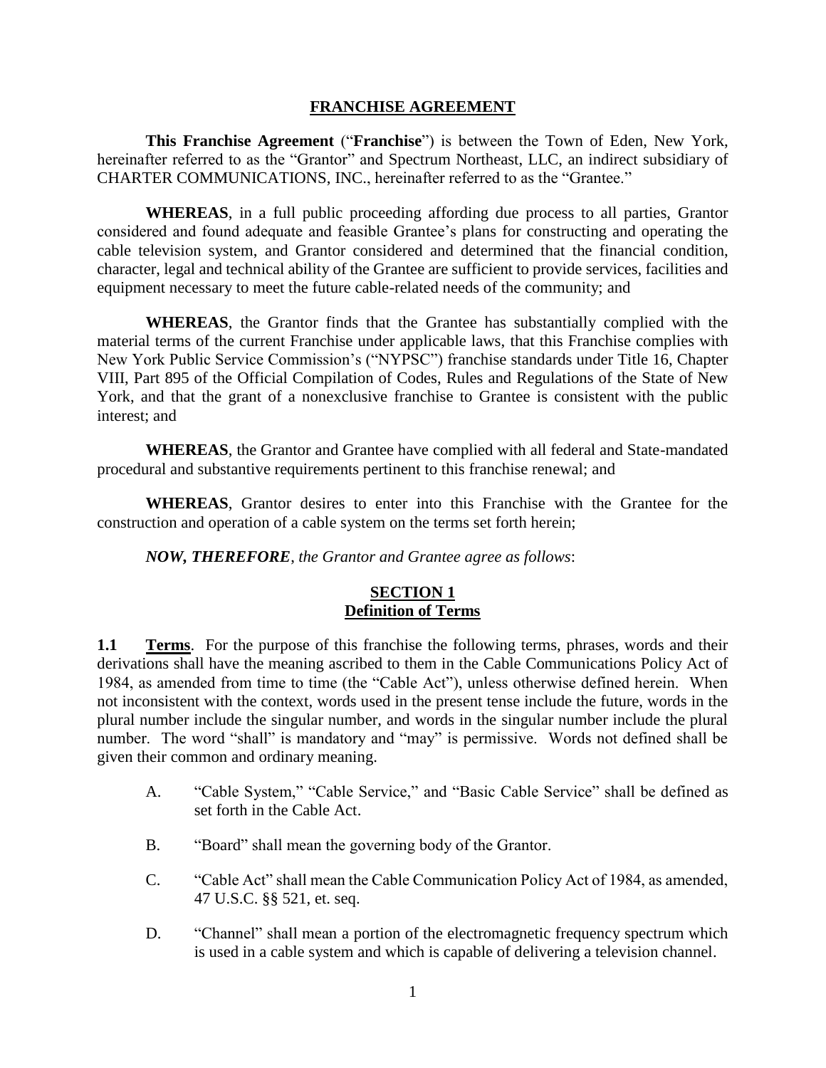# FRANCHISE AGREEMENT

**This Franchise Agreement** ("**Franchise**") is between the Town of Eden, New York, hereinafter referred to as the "Grantor" and Spectrum Northeast, LLC, an indirect subsidiary of CHARTER COMMUNICATIONS, INC., hereinafter referred to as the "Grantee."

**WHEREAS**, in a full public proceeding affording due process to all parties, Grantor considered and found adequate and feasible Grantee's plans for constructing and operating the cable television system, and Grantor considered and determined that the financial condition, character, legal and technical ability of the Grantee are sufficient to provide services, facilities and equipment necessary to meet the future cable-related needs of the community; and

**WHEREAS**, the Grantor finds that the Grantee has substantially complied with the material terms of the current Franchise under applicable laws, that this Franchise complies with New York Public Service Commission's ("NYPSC") franchise standards under Title 16, Chapter VIII, Part 895 of the Official Compilation of Codes, Rules and Regulations of the State of New York, and that the grant of a nonexclusive franchise to Grantee is consistent with the public interest; and

**WHEREAS**, the Grantor and Grantee have complied with all federal and State-mandated procedural and substantive requirements pertinent to this franchise renewal; and

**WHEREAS**, Grantor desires to enter into this Franchise with the Grantee for the construction and operation of a cable system on the terms set forth herein;

***NOW, THEREFORE**, the Grantor and Grantee agree as follows*:

## SECTION 1
## Definition of Terms

**1.1 Terms**. For the purpose of this franchise the following terms, phrases, words and their derivations shall have the meaning ascribed to them in the Cable Communications Policy Act of 1984, as amended from time to time (the "Cable Act"), unless otherwise defined herein. When not inconsistent with the context, words used in the present tense include the future, words in the plural number include the singular number, and words in the singular number include the plural number. The word "shall" is mandatory and "may" is permissive. Words not defined shall be given their common and ordinary meaning.

A. "Cable System," "Cable Service," and "Basic Cable Service" shall be defined as set forth in the Cable Act.

B. "Board" shall mean the governing body of the Grantor.

C. "Cable Act" shall mean the Cable Communication Policy Act of 1984, as amended, 47 U.S.C. §§ 521, et. seq.

D. "Channel" shall mean a portion of the electromagnetic frequency spectrum which is used in a cable system and which is capable of delivering a television channel.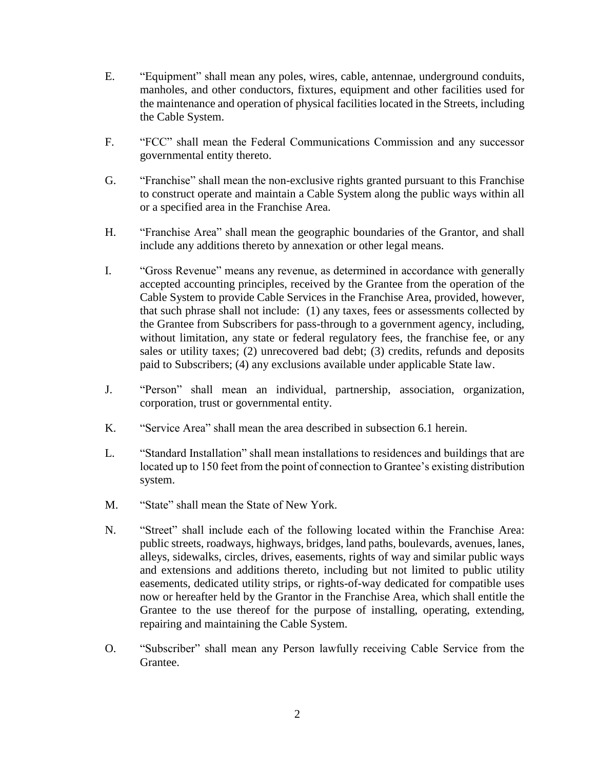E. "Equipment" shall mean any poles, wires, cable, antennae, underground conduits, manholes, and other conductors, fixtures, equipment and other facilities used for the maintenance and operation of physical facilities located in the Streets, including the Cable System.

F. "FCC" shall mean the Federal Communications Commission and any successor governmental entity thereto.

G. "Franchise" shall mean the non-exclusive rights granted pursuant to this Franchise to construct operate and maintain a Cable System along the public ways within all or a specified area in the Franchise Area.

H. "Franchise Area" shall mean the geographic boundaries of the Grantor, and shall include any additions thereto by annexation or other legal means.

I. "Gross Revenue" means any revenue, as determined in accordance with generally accepted accounting principles, received by the Grantee from the operation of the Cable System to provide Cable Services in the Franchise Area, provided, however, that such phrase shall not include: (1) any taxes, fees or assessments collected by the Grantee from Subscribers for pass-through to a government agency, including, without limitation, any state or federal regulatory fees, the franchise fee, or any sales or utility taxes; (2) unrecovered bad debt; (3) credits, refunds and deposits paid to Subscribers; (4) any exclusions available under applicable State law.

J. "Person" shall mean an individual, partnership, association, organization, corporation, trust or governmental entity.

K. "Service Area" shall mean the area described in subsection 6.1 herein.

L. "Standard Installation" shall mean installations to residences and buildings that are located up to 150 feet from the point of connection to Grantee's existing distribution system.

M. "State" shall mean the State of New York.

N. "Street" shall include each of the following located within the Franchise Area: public streets, roadways, highways, bridges, land paths, boulevards, avenues, lanes, alleys, sidewalks, circles, drives, easements, rights of way and similar public ways and extensions and additions thereto, including but not limited to public utility easements, dedicated utility strips, or rights-of-way dedicated for compatible uses now or hereafter held by the Grantor in the Franchise Area, which shall entitle the Grantee to the use thereof for the purpose of installing, operating, extending, repairing and maintaining the Cable System.

O. "Subscriber" shall mean any Person lawfully receiving Cable Service from the Grantee.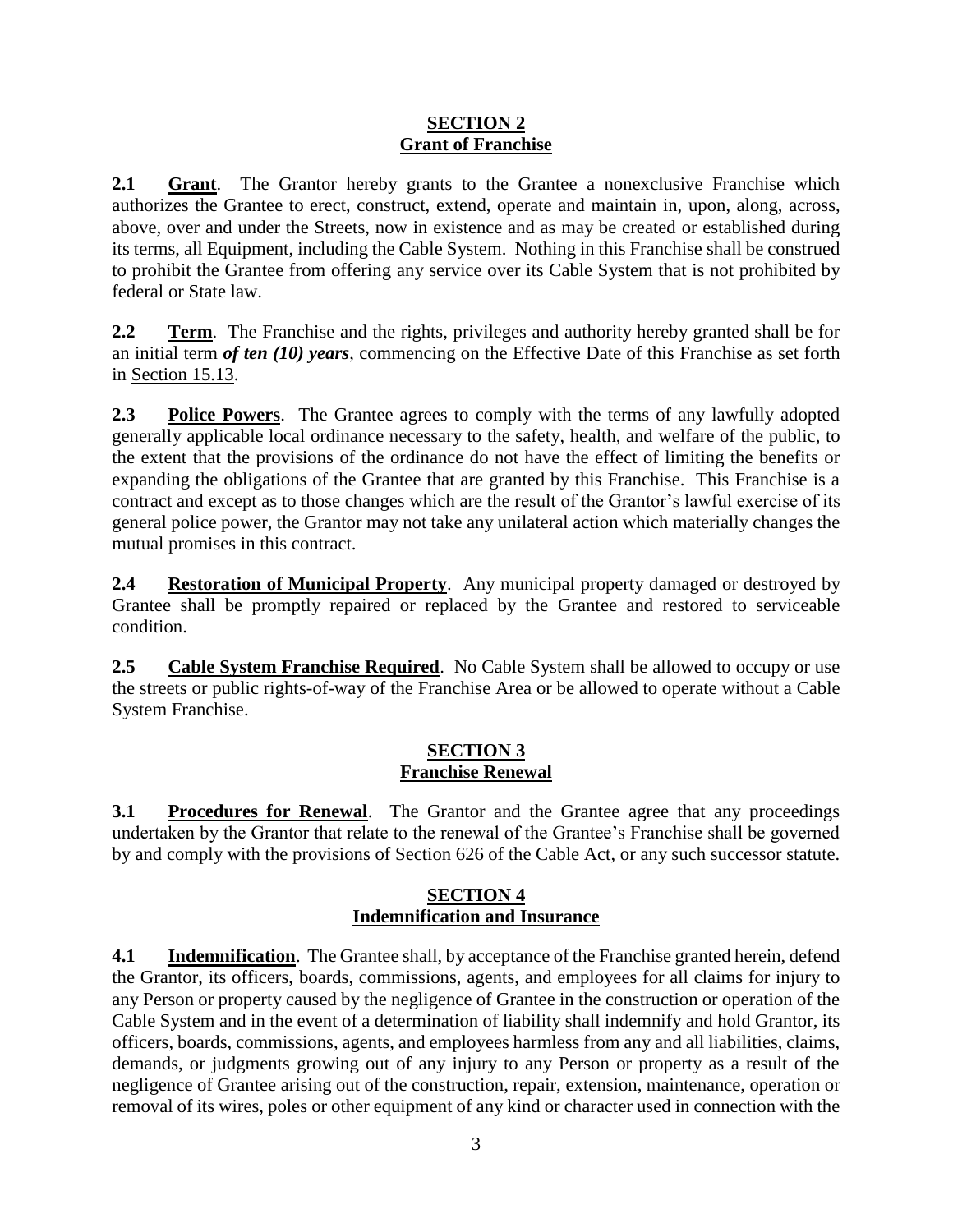## SECTION 2
## Grant of Franchise

**2.1 Grant**. The Grantor hereby grants to the Grantee a nonexclusive Franchise which authorizes the Grantee to erect, construct, extend, operate and maintain in, upon, along, across, above, over and under the Streets, now in existence and as may be created or established during its terms, all Equipment, including the Cable System. Nothing in this Franchise shall be construed to prohibit the Grantee from offering any service over its Cable System that is not prohibited by federal or State law.

**2.2 Term**. The Franchise and the rights, privileges and authority hereby granted shall be for an initial term ***of ten (10) years***, commencing on the Effective Date of this Franchise as set forth in Section 15.13.

**2.3 Police Powers**. The Grantee agrees to comply with the terms of any lawfully adopted generally applicable local ordinance necessary to the safety, health, and welfare of the public, to the extent that the provisions of the ordinance do not have the effect of limiting the benefits or expanding the obligations of the Grantee that are granted by this Franchise. This Franchise is a contract and except as to those changes which are the result of the Grantor's lawful exercise of its general police power, the Grantor may not take any unilateral action which materially changes the mutual promises in this contract.

**2.4 Restoration of Municipal Property**. Any municipal property damaged or destroyed by Grantee shall be promptly repaired or replaced by the Grantee and restored to serviceable condition.

**2.5 Cable System Franchise Required**. No Cable System shall be allowed to occupy or use the streets or public rights-of-way of the Franchise Area or be allowed to operate without a Cable System Franchise.

## SECTION 3
## Franchise Renewal

**3.1 Procedures for Renewal**. The Grantor and the Grantee agree that any proceedings undertaken by the Grantor that relate to the renewal of the Grantee's Franchise shall be governed by and comply with the provisions of Section 626 of the Cable Act, or any such successor statute.

## SECTION 4
## Indemnification and Insurance

**4.1 Indemnification**. The Grantee shall, by acceptance of the Franchise granted herein, defend the Grantor, its officers, boards, commissions, agents, and employees for all claims for injury to any Person or property caused by the negligence of Grantee in the construction or operation of the Cable System and in the event of a determination of liability shall indemnify and hold Grantor, its officers, boards, commissions, agents, and employees harmless from any and all liabilities, claims, demands, or judgments growing out of any injury to any Person or property as a result of the negligence of Grantee arising out of the construction, repair, extension, maintenance, operation or removal of its wires, poles or other equipment of any kind or character used in connection with the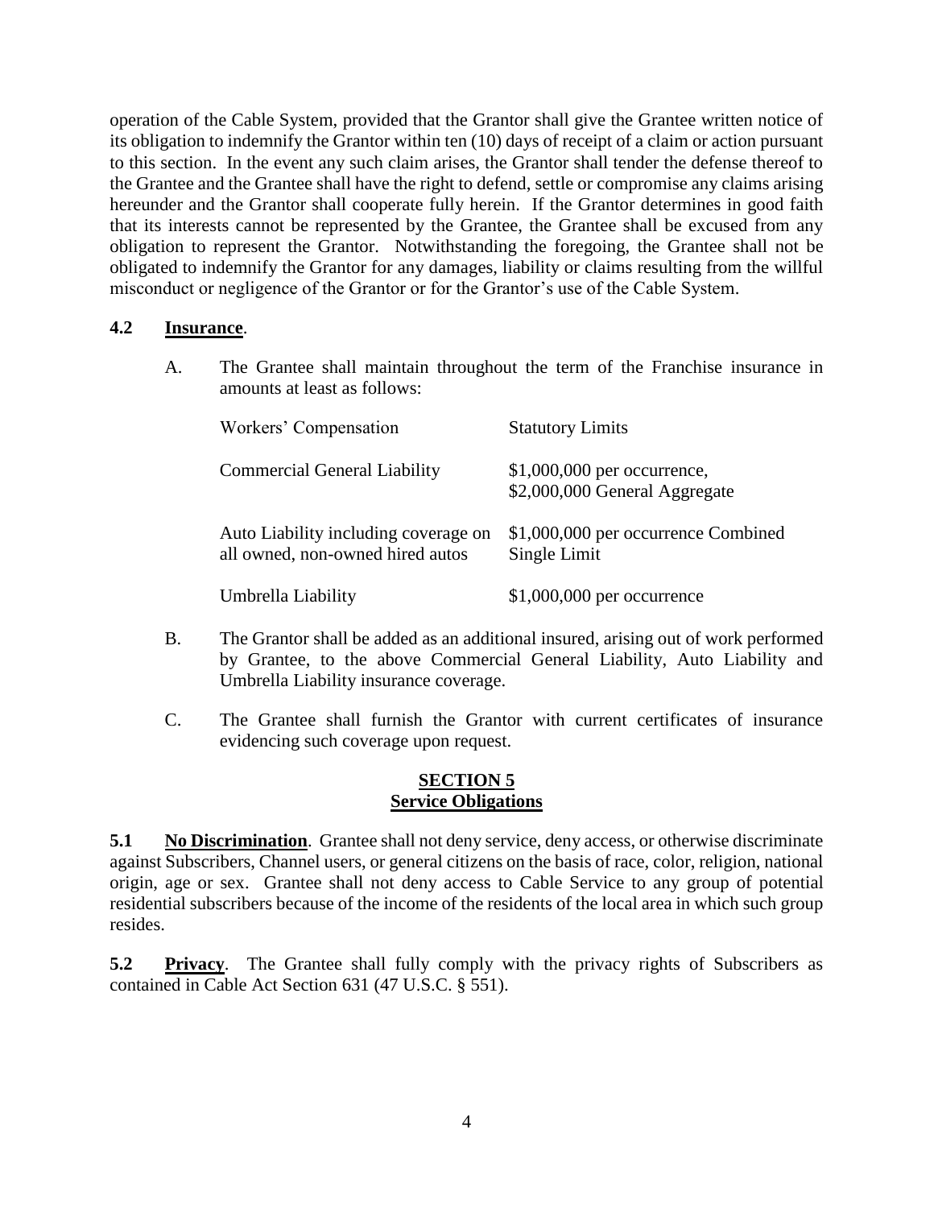operation of the Cable System, provided that the Grantor shall give the Grantee written notice of its obligation to indemnify the Grantor within ten (10) days of receipt of a claim or action pursuant to this section. In the event any such claim arises, the Grantor shall tender the defense thereof to the Grantee and the Grantee shall have the right to defend, settle or compromise any claims arising hereunder and the Grantor shall cooperate fully herein. If the Grantor determines in good faith that its interests cannot be represented by the Grantee, the Grantee shall be excused from any obligation to represent the Grantor. Notwithstanding the foregoing, the Grantee shall not be obligated to indemnify the Grantor for any damages, liability or claims resulting from the willful misconduct or negligence of the Grantor or for the Grantor's use of the Cable System.

**4.2 Insurance**.

A. The Grantee shall maintain throughout the term of the Franchise insurance in amounts at least as follows:

| | |
|---|---|
| Workers' Compensation | Statutory Limits |
| Commercial General Liability | $1,000,000 per occurrence, $2,000,000 General Aggregate |
| Auto Liability including coverage on all owned, non-owned hired autos | $1,000,000 per occurrence Combined Single Limit |
| Umbrella Liability | $1,000,000 per occurrence |

B. The Grantor shall be added as an additional insured, arising out of work performed by Grantee, to the above Commercial General Liability, Auto Liability and Umbrella Liability insurance coverage.

C. The Grantee shall furnish the Grantor with current certificates of insurance evidencing such coverage upon request.

## SECTION 5
## Service Obligations

**5.1 No Discrimination**. Grantee shall not deny service, deny access, or otherwise discriminate against Subscribers, Channel users, or general citizens on the basis of race, color, religion, national origin, age or sex. Grantee shall not deny access to Cable Service to any group of potential residential subscribers because of the income of the residents of the local area in which such group resides.

**5.2 Privacy**. The Grantee shall fully comply with the privacy rights of Subscribers as contained in Cable Act Section 631 (47 U.S.C. § 551).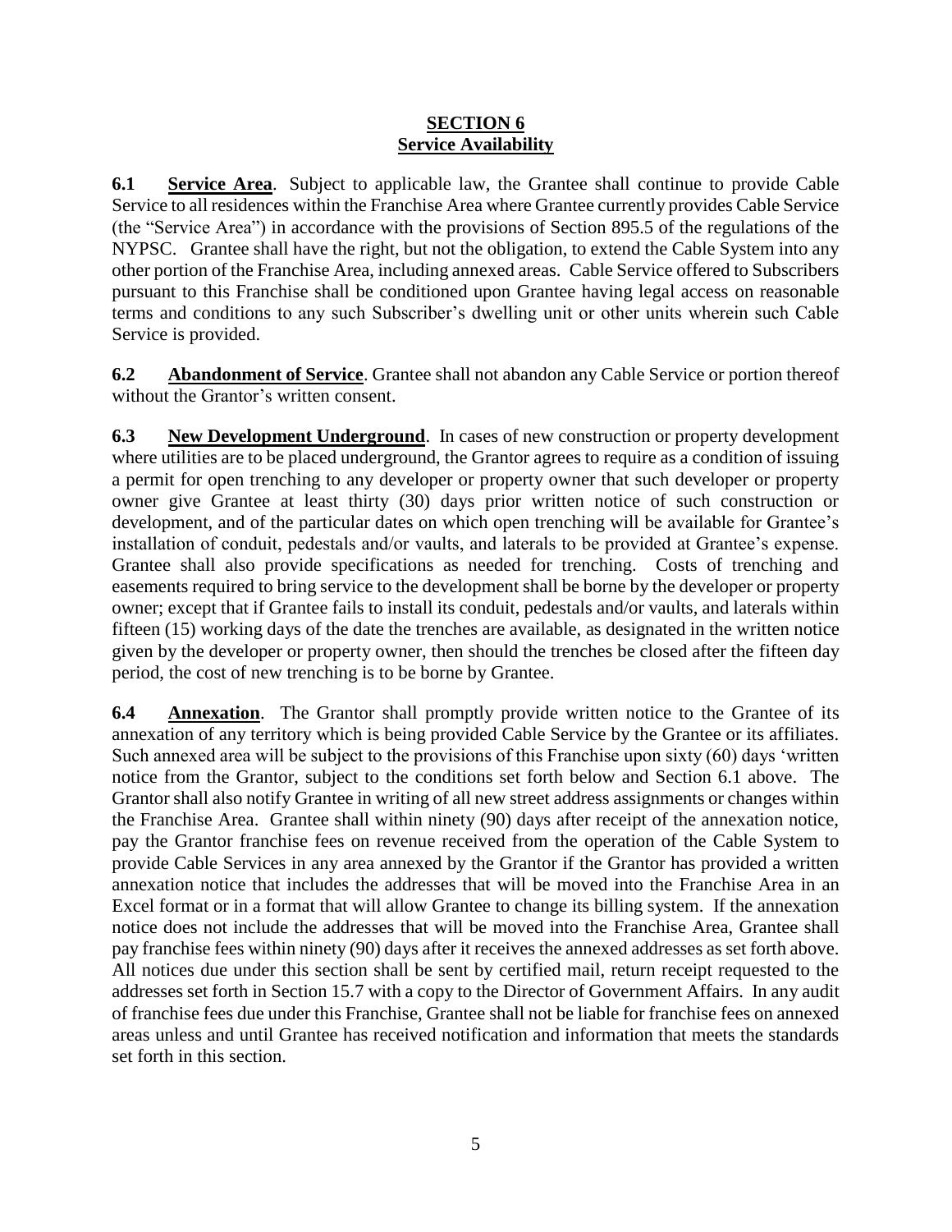## SECTION 6
## Service Availability

**6.1 Service Area**. Subject to applicable law, the Grantee shall continue to provide Cable Service to all residences within the Franchise Area where Grantee currently provides Cable Service (the "Service Area") in accordance with the provisions of Section 895.5 of the regulations of the NYPSC. Grantee shall have the right, but not the obligation, to extend the Cable System into any other portion of the Franchise Area, including annexed areas. Cable Service offered to Subscribers pursuant to this Franchise shall be conditioned upon Grantee having legal access on reasonable terms and conditions to any such Subscriber's dwelling unit or other units wherein such Cable Service is provided.

**6.2 Abandonment of Service**. Grantee shall not abandon any Cable Service or portion thereof without the Grantor's written consent.

**6.3 New Development Underground**. In cases of new construction or property development where utilities are to be placed underground, the Grantor agrees to require as a condition of issuing a permit for open trenching to any developer or property owner that such developer or property owner give Grantee at least thirty (30) days prior written notice of such construction or development, and of the particular dates on which open trenching will be available for Grantee's installation of conduit, pedestals and/or vaults, and laterals to be provided at Grantee's expense. Grantee shall also provide specifications as needed for trenching. Costs of trenching and easements required to bring service to the development shall be borne by the developer or property owner; except that if Grantee fails to install its conduit, pedestals and/or vaults, and laterals within fifteen (15) working days of the date the trenches are available, as designated in the written notice given by the developer or property owner, then should the trenches be closed after the fifteen day period, the cost of new trenching is to be borne by Grantee.

**6.4 Annexation**. The Grantor shall promptly provide written notice to the Grantee of its annexation of any territory which is being provided Cable Service by the Grantee or its affiliates. Such annexed area will be subject to the provisions of this Franchise upon sixty (60) days 'written notice from the Grantor, subject to the conditions set forth below and Section 6.1 above. The Grantor shall also notify Grantee in writing of all new street address assignments or changes within the Franchise Area. Grantee shall within ninety (90) days after receipt of the annexation notice, pay the Grantor franchise fees on revenue received from the operation of the Cable System to provide Cable Services in any area annexed by the Grantor if the Grantor has provided a written annexation notice that includes the addresses that will be moved into the Franchise Area in an Excel format or in a format that will allow Grantee to change its billing system. If the annexation notice does not include the addresses that will be moved into the Franchise Area, Grantee shall pay franchise fees within ninety (90) days after it receives the annexed addresses as set forth above. All notices due under this section shall be sent by certified mail, return receipt requested to the addresses set forth in Section 15.7 with a copy to the Director of Government Affairs. In any audit of franchise fees due under this Franchise, Grantee shall not be liable for franchise fees on annexed areas unless and until Grantee has received notification and information that meets the standards set forth in this section.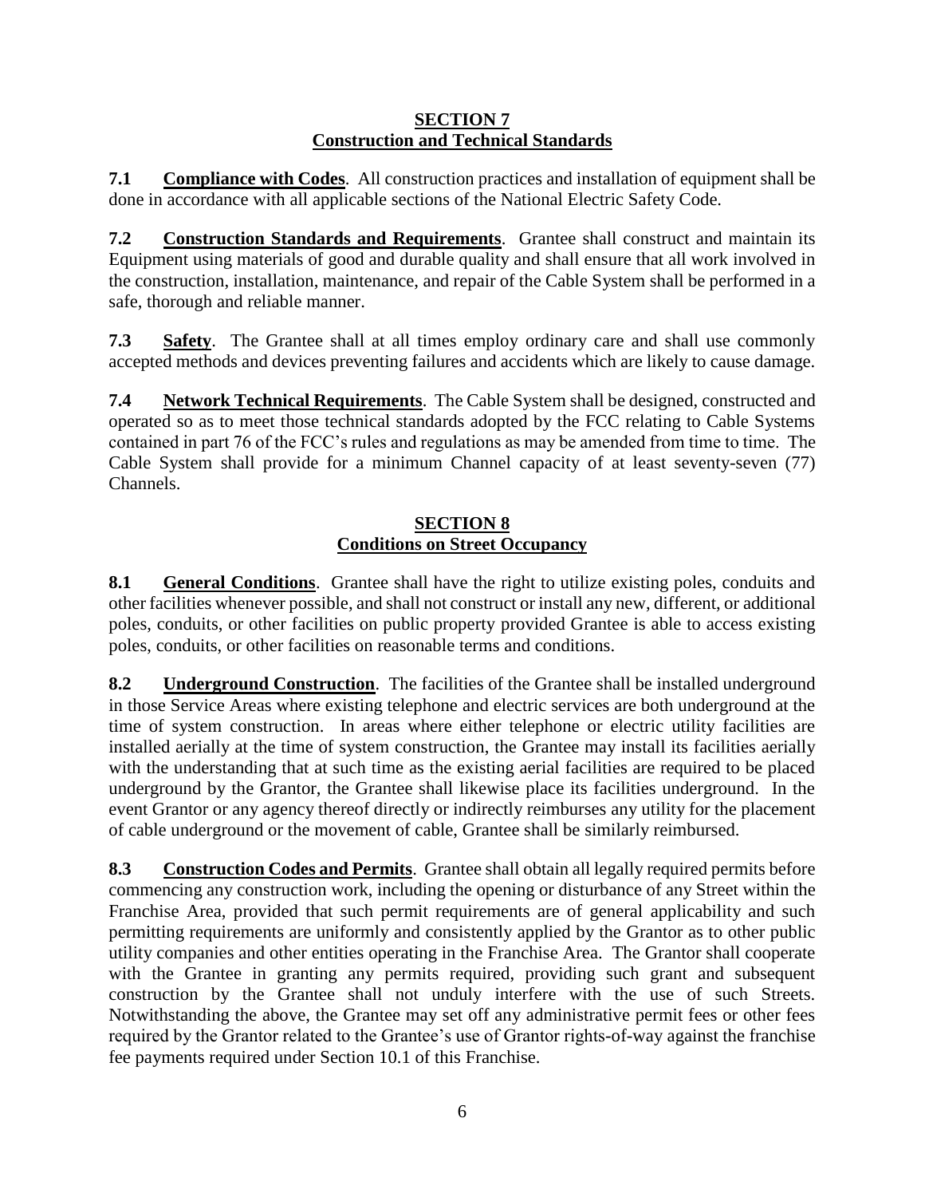## SECTION 7
## Construction and Technical Standards

**7.1 Compliance with Codes**. All construction practices and installation of equipment shall be done in accordance with all applicable sections of the National Electric Safety Code.

**7.2 Construction Standards and Requirements**. Grantee shall construct and maintain its Equipment using materials of good and durable quality and shall ensure that all work involved in the construction, installation, maintenance, and repair of the Cable System shall be performed in a safe, thorough and reliable manner.

**7.3 Safety**. The Grantee shall at all times employ ordinary care and shall use commonly accepted methods and devices preventing failures and accidents which are likely to cause damage.

**7.4 Network Technical Requirements**. The Cable System shall be designed, constructed and operated so as to meet those technical standards adopted by the FCC relating to Cable Systems contained in part 76 of the FCC's rules and regulations as may be amended from time to time. The Cable System shall provide for a minimum Channel capacity of at least seventy-seven (77) Channels.

## SECTION 8
## Conditions on Street Occupancy

**8.1 General Conditions**. Grantee shall have the right to utilize existing poles, conduits and other facilities whenever possible, and shall not construct or install any new, different, or additional poles, conduits, or other facilities on public property provided Grantee is able to access existing poles, conduits, or other facilities on reasonable terms and conditions.

**8.2 Underground Construction**. The facilities of the Grantee shall be installed underground in those Service Areas where existing telephone and electric services are both underground at the time of system construction. In areas where either telephone or electric utility facilities are installed aerially at the time of system construction, the Grantee may install its facilities aerially with the understanding that at such time as the existing aerial facilities are required to be placed underground by the Grantor, the Grantee shall likewise place its facilities underground. In the event Grantor or any agency thereof directly or indirectly reimburses any utility for the placement of cable underground or the movement of cable, Grantee shall be similarly reimbursed.

**8.3 Construction Codes and Permits**. Grantee shall obtain all legally required permits before commencing any construction work, including the opening or disturbance of any Street within the Franchise Area, provided that such permit requirements are of general applicability and such permitting requirements are uniformly and consistently applied by the Grantor as to other public utility companies and other entities operating in the Franchise Area. The Grantor shall cooperate with the Grantee in granting any permits required, providing such grant and subsequent construction by the Grantee shall not unduly interfere with the use of such Streets. Notwithstanding the above, the Grantee may set off any administrative permit fees or other fees required by the Grantor related to the Grantee's use of Grantor rights-of-way against the franchise fee payments required under Section 10.1 of this Franchise.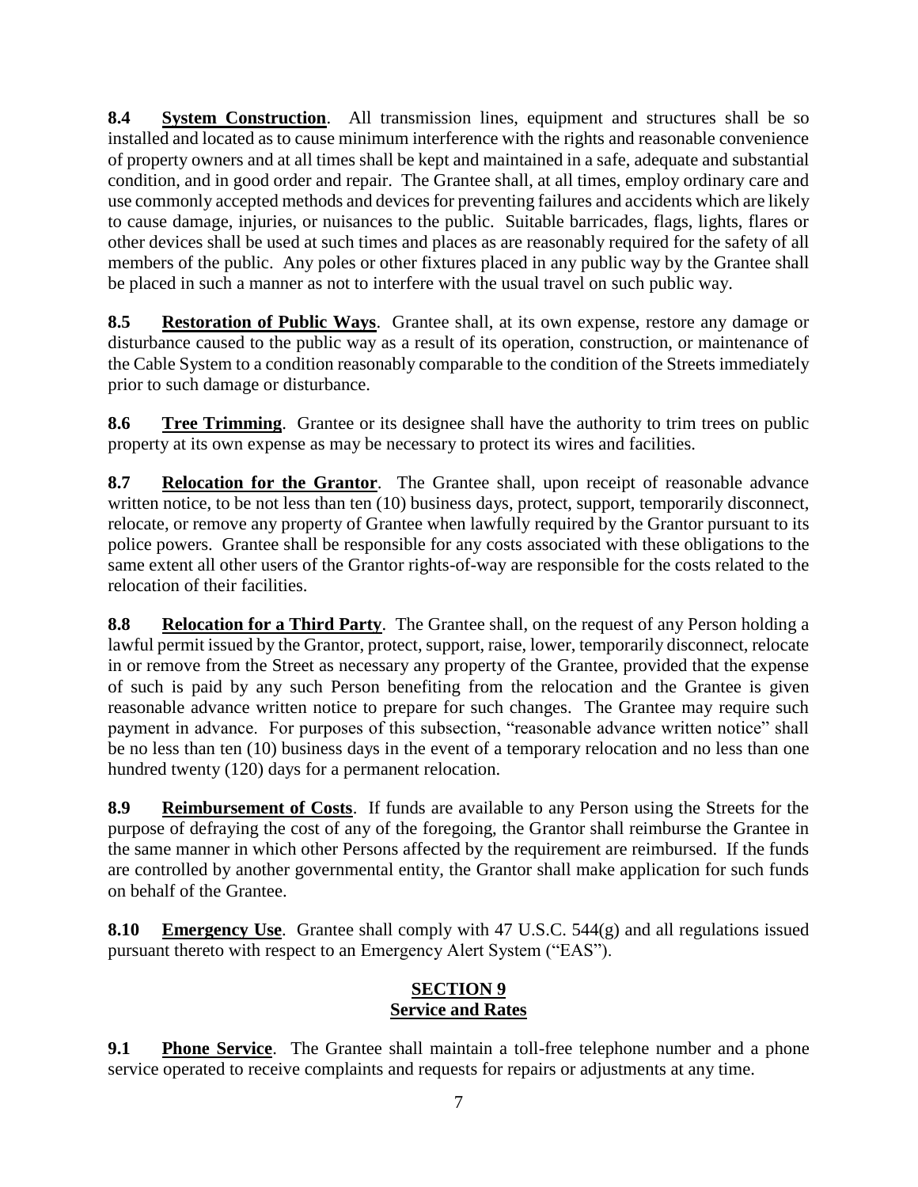**8.4 System Construction**. All transmission lines, equipment and structures shall be so installed and located as to cause minimum interference with the rights and reasonable convenience of property owners and at all times shall be kept and maintained in a safe, adequate and substantial condition, and in good order and repair. The Grantee shall, at all times, employ ordinary care and use commonly accepted methods and devices for preventing failures and accidents which are likely to cause damage, injuries, or nuisances to the public. Suitable barricades, flags, lights, flares or other devices shall be used at such times and places as are reasonably required for the safety of all members of the public. Any poles or other fixtures placed in any public way by the Grantee shall be placed in such a manner as not to interfere with the usual travel on such public way.

**8.5 Restoration of Public Ways**. Grantee shall, at its own expense, restore any damage or disturbance caused to the public way as a result of its operation, construction, or maintenance of the Cable System to a condition reasonably comparable to the condition of the Streets immediately prior to such damage or disturbance.

**8.6 Tree Trimming**. Grantee or its designee shall have the authority to trim trees on public property at its own expense as may be necessary to protect its wires and facilities.

**8.7 Relocation for the Grantor**. The Grantee shall, upon receipt of reasonable advance written notice, to be not less than ten (10) business days, protect, support, temporarily disconnect, relocate, or remove any property of Grantee when lawfully required by the Grantor pursuant to its police powers. Grantee shall be responsible for any costs associated with these obligations to the same extent all other users of the Grantor rights-of-way are responsible for the costs related to the relocation of their facilities.

**8.8 Relocation for a Third Party**. The Grantee shall, on the request of any Person holding a lawful permit issued by the Grantor, protect, support, raise, lower, temporarily disconnect, relocate in or remove from the Street as necessary any property of the Grantee, provided that the expense of such is paid by any such Person benefiting from the relocation and the Grantee is given reasonable advance written notice to prepare for such changes. The Grantee may require such payment in advance. For purposes of this subsection, "reasonable advance written notice" shall be no less than ten (10) business days in the event of a temporary relocation and no less than one hundred twenty (120) days for a permanent relocation.

**8.9 Reimbursement of Costs**. If funds are available to any Person using the Streets for the purpose of defraying the cost of any of the foregoing, the Grantor shall reimburse the Grantee in the same manner in which other Persons affected by the requirement are reimbursed. If the funds are controlled by another governmental entity, the Grantor shall make application for such funds on behalf of the Grantee.

**8.10 Emergency Use**. Grantee shall comply with 47 U.S.C. 544(g) and all regulations issued pursuant thereto with respect to an Emergency Alert System ("EAS").

## SECTION 9
## Service and Rates

**9.1 Phone Service**. The Grantee shall maintain a toll-free telephone number and a phone service operated to receive complaints and requests for repairs or adjustments at any time.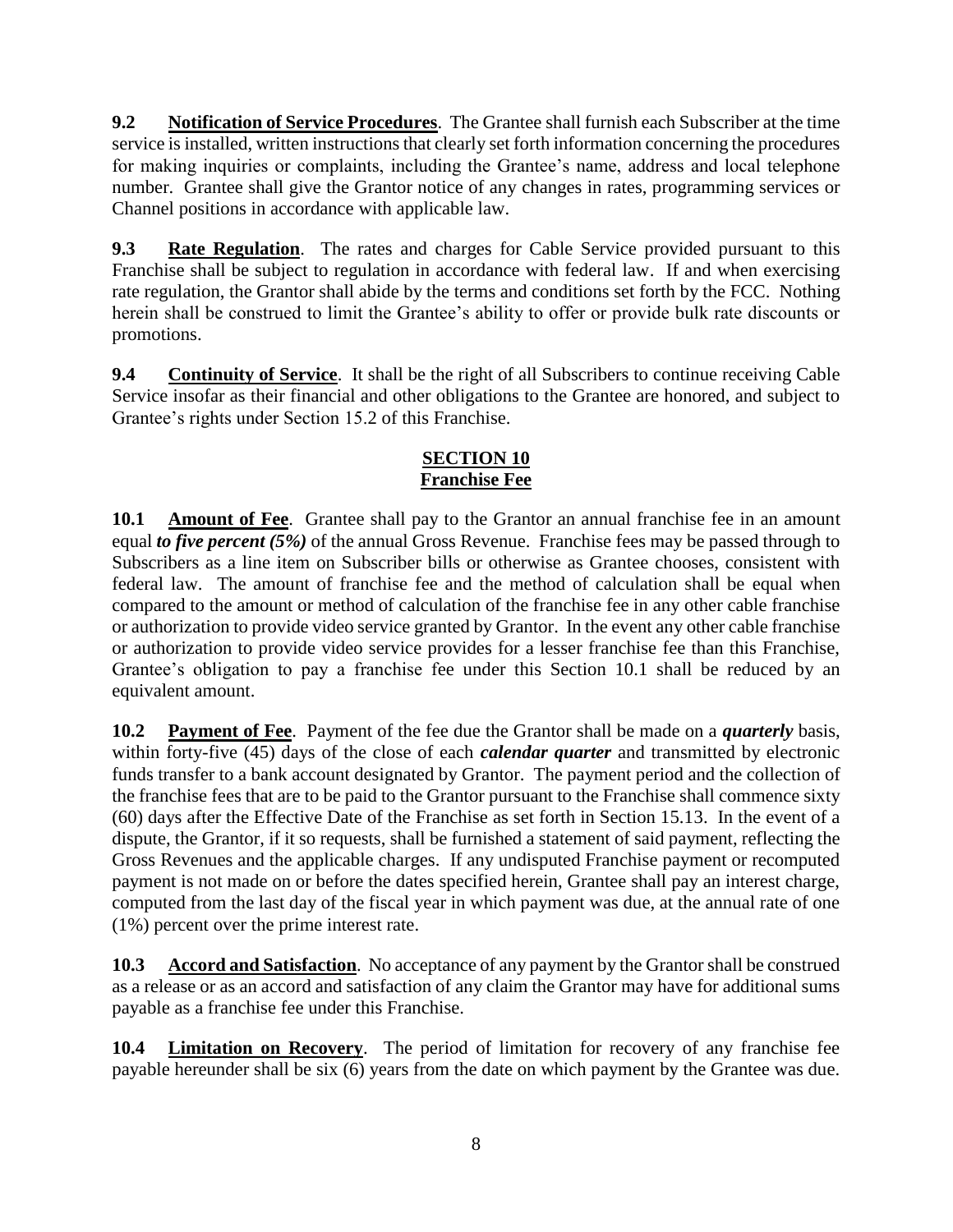**9.2 Notification of Service Procedures**. The Grantee shall furnish each Subscriber at the time service is installed, written instructions that clearly set forth information concerning the procedures for making inquiries or complaints, including the Grantee's name, address and local telephone number. Grantee shall give the Grantor notice of any changes in rates, programming services or Channel positions in accordance with applicable law.

**9.3 Rate Regulation**. The rates and charges for Cable Service provided pursuant to this Franchise shall be subject to regulation in accordance with federal law. If and when exercising rate regulation, the Grantor shall abide by the terms and conditions set forth by the FCC. Nothing herein shall be construed to limit the Grantee's ability to offer or provide bulk rate discounts or promotions.

**9.4 Continuity of Service**. It shall be the right of all Subscribers to continue receiving Cable Service insofar as their financial and other obligations to the Grantee are honored, and subject to Grantee's rights under Section 15.2 of this Franchise.

## SECTION 10
## Franchise Fee

**10.1 Amount of Fee**. Grantee shall pay to the Grantor an annual franchise fee in an amount equal ***to five percent (5%)*** of the annual Gross Revenue. Franchise fees may be passed through to Subscribers as a line item on Subscriber bills or otherwise as Grantee chooses, consistent with federal law. The amount of franchise fee and the method of calculation shall be equal when compared to the amount or method of calculation of the franchise fee in any other cable franchise or authorization to provide video service granted by Grantor. In the event any other cable franchise or authorization to provide video service provides for a lesser franchise fee than this Franchise, Grantee's obligation to pay a franchise fee under this Section 10.1 shall be reduced by an equivalent amount.

**10.2 Payment of Fee**. Payment of the fee due the Grantor shall be made on a ***quarterly*** basis, within forty-five (45) days of the close of each ***calendar quarter*** and transmitted by electronic funds transfer to a bank account designated by Grantor. The payment period and the collection of the franchise fees that are to be paid to the Grantor pursuant to the Franchise shall commence sixty (60) days after the Effective Date of the Franchise as set forth in Section 15.13. In the event of a dispute, the Grantor, if it so requests, shall be furnished a statement of said payment, reflecting the Gross Revenues and the applicable charges. If any undisputed Franchise payment or recomputed payment is not made on or before the dates specified herein, Grantee shall pay an interest charge, computed from the last day of the fiscal year in which payment was due, at the annual rate of one (1%) percent over the prime interest rate.

**10.3 Accord and Satisfaction**. No acceptance of any payment by the Grantor shall be construed as a release or as an accord and satisfaction of any claim the Grantor may have for additional sums payable as a franchise fee under this Franchise.

**10.4 Limitation on Recovery**. The period of limitation for recovery of any franchise fee payable hereunder shall be six (6) years from the date on which payment by the Grantee was due.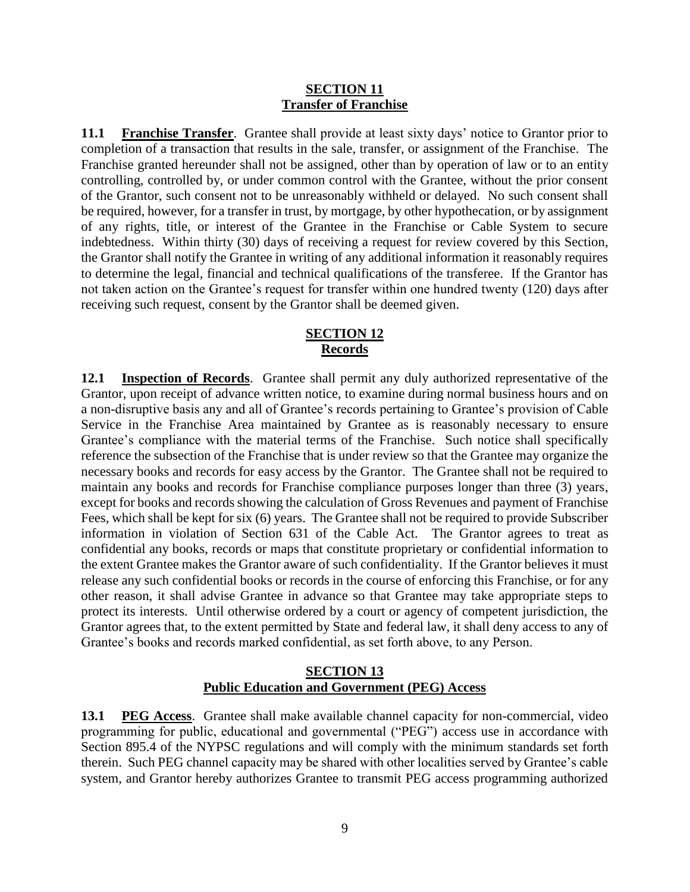## SECTION 11
## Transfer of Franchise

**11.1 Franchise Transfer**. Grantee shall provide at least sixty days' notice to Grantor prior to completion of a transaction that results in the sale, transfer, or assignment of the Franchise. The Franchise granted hereunder shall not be assigned, other than by operation of law or to an entity controlling, controlled by, or under common control with the Grantee, without the prior consent of the Grantor, such consent not to be unreasonably withheld or delayed. No such consent shall be required, however, for a transfer in trust, by mortgage, by other hypothecation, or by assignment of any rights, title, or interest of the Grantee in the Franchise or Cable System to secure indebtedness. Within thirty (30) days of receiving a request for review covered by this Section, the Grantor shall notify the Grantee in writing of any additional information it reasonably requires to determine the legal, financial and technical qualifications of the transferee. If the Grantor has not taken action on the Grantee's request for transfer within one hundred twenty (120) days after receiving such request, consent by the Grantor shall be deemed given.

## SECTION 12
## Records

**12.1 Inspection of Records**. Grantee shall permit any duly authorized representative of the Grantor, upon receipt of advance written notice, to examine during normal business hours and on a non-disruptive basis any and all of Grantee's records pertaining to Grantee's provision of Cable Service in the Franchise Area maintained by Grantee as is reasonably necessary to ensure Grantee's compliance with the material terms of the Franchise. Such notice shall specifically reference the subsection of the Franchise that is under review so that the Grantee may organize the necessary books and records for easy access by the Grantor. The Grantee shall not be required to maintain any books and records for Franchise compliance purposes longer than three (3) years, except for books and records showing the calculation of Gross Revenues and payment of Franchise Fees, which shall be kept for six (6) years. The Grantee shall not be required to provide Subscriber information in violation of Section 631 of the Cable Act. The Grantor agrees to treat as confidential any books, records or maps that constitute proprietary or confidential information to the extent Grantee makes the Grantor aware of such confidentiality. If the Grantor believes it must release any such confidential books or records in the course of enforcing this Franchise, or for any other reason, it shall advise Grantee in advance so that Grantee may take appropriate steps to protect its interests. Until otherwise ordered by a court or agency of competent jurisdiction, the Grantor agrees that, to the extent permitted by State and federal law, it shall deny access to any of Grantee's books and records marked confidential, as set forth above, to any Person.

## SECTION 13
## Public Education and Government (PEG) Access

**13.1 PEG Access**. Grantee shall make available channel capacity for non-commercial, video programming for public, educational and governmental ("PEG") access use in accordance with Section 895.4 of the NYPSC regulations and will comply with the minimum standards set forth therein. Such PEG channel capacity may be shared with other localities served by Grantee's cable system, and Grantor hereby authorizes Grantee to transmit PEG access programming authorized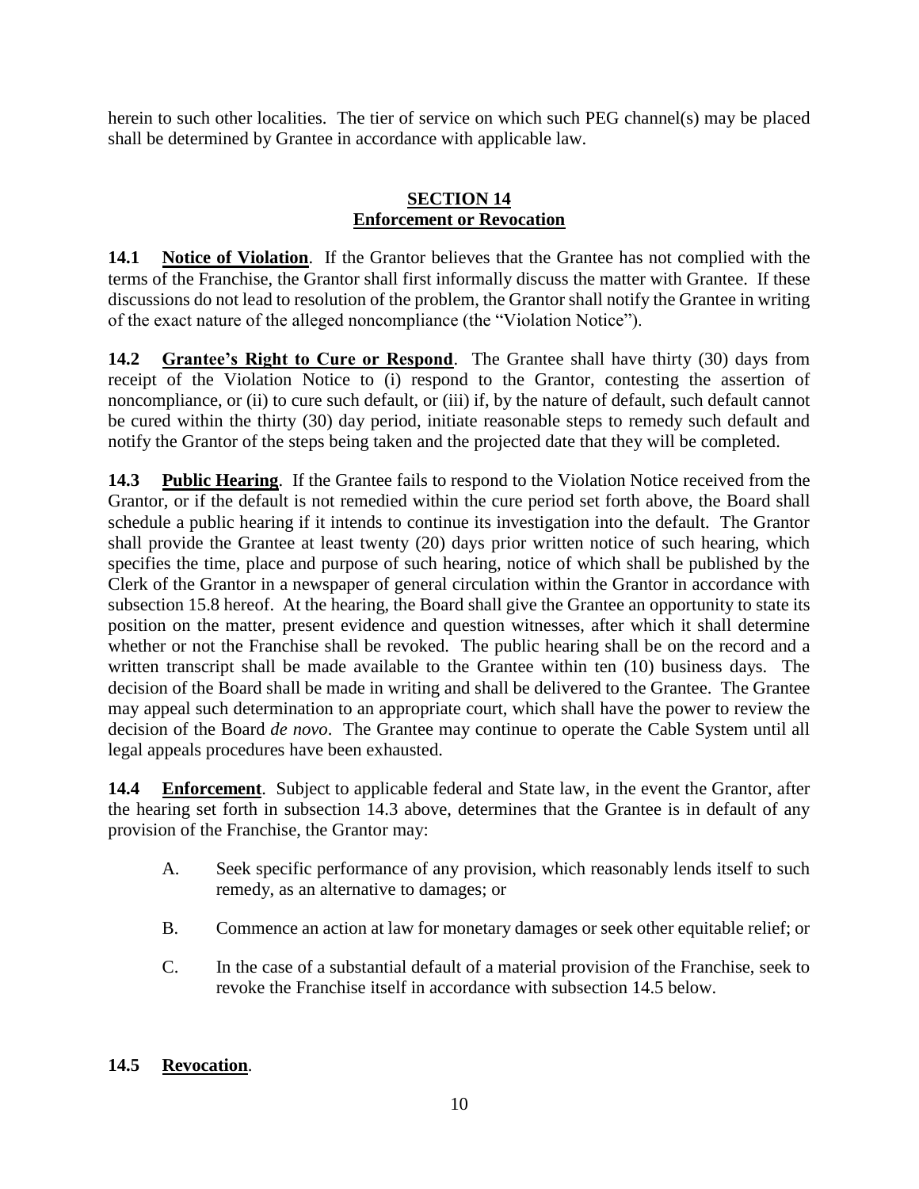herein to such other localities. The tier of service on which such PEG channel(s) may be placed shall be determined by Grantee in accordance with applicable law.

## SECTION 14
## Enforcement or Revocation

**14.1 Notice of Violation**. If the Grantor believes that the Grantee has not complied with the terms of the Franchise, the Grantor shall first informally discuss the matter with Grantee. If these discussions do not lead to resolution of the problem, the Grantor shall notify the Grantee in writing of the exact nature of the alleged noncompliance (the "Violation Notice").

**14.2 Grantee's Right to Cure or Respond**. The Grantee shall have thirty (30) days from receipt of the Violation Notice to (i) respond to the Grantor, contesting the assertion of noncompliance, or (ii) to cure such default, or (iii) if, by the nature of default, such default cannot be cured within the thirty (30) day period, initiate reasonable steps to remedy such default and notify the Grantor of the steps being taken and the projected date that they will be completed.

**14.3 Public Hearing**. If the Grantee fails to respond to the Violation Notice received from the Grantor, or if the default is not remedied within the cure period set forth above, the Board shall schedule a public hearing if it intends to continue its investigation into the default. The Grantor shall provide the Grantee at least twenty (20) days prior written notice of such hearing, which specifies the time, place and purpose of such hearing, notice of which shall be published by the Clerk of the Grantor in a newspaper of general circulation within the Grantor in accordance with subsection 15.8 hereof. At the hearing, the Board shall give the Grantee an opportunity to state its position on the matter, present evidence and question witnesses, after which it shall determine whether or not the Franchise shall be revoked. The public hearing shall be on the record and a written transcript shall be made available to the Grantee within ten (10) business days. The decision of the Board shall be made in writing and shall be delivered to the Grantee. The Grantee may appeal such determination to an appropriate court, which shall have the power to review the decision of the Board *de novo*. The Grantee may continue to operate the Cable System until all legal appeals procedures have been exhausted.

**14.4 Enforcement**. Subject to applicable federal and State law, in the event the Grantor, after the hearing set forth in subsection 14.3 above, determines that the Grantee is in default of any provision of the Franchise, the Grantor may:

A. Seek specific performance of any provision, which reasonably lends itself to such remedy, as an alternative to damages; or

B. Commence an action at law for monetary damages or seek other equitable relief; or

C. In the case of a substantial default of a material provision of the Franchise, seek to revoke the Franchise itself in accordance with subsection 14.5 below.

**14.5 Revocation**.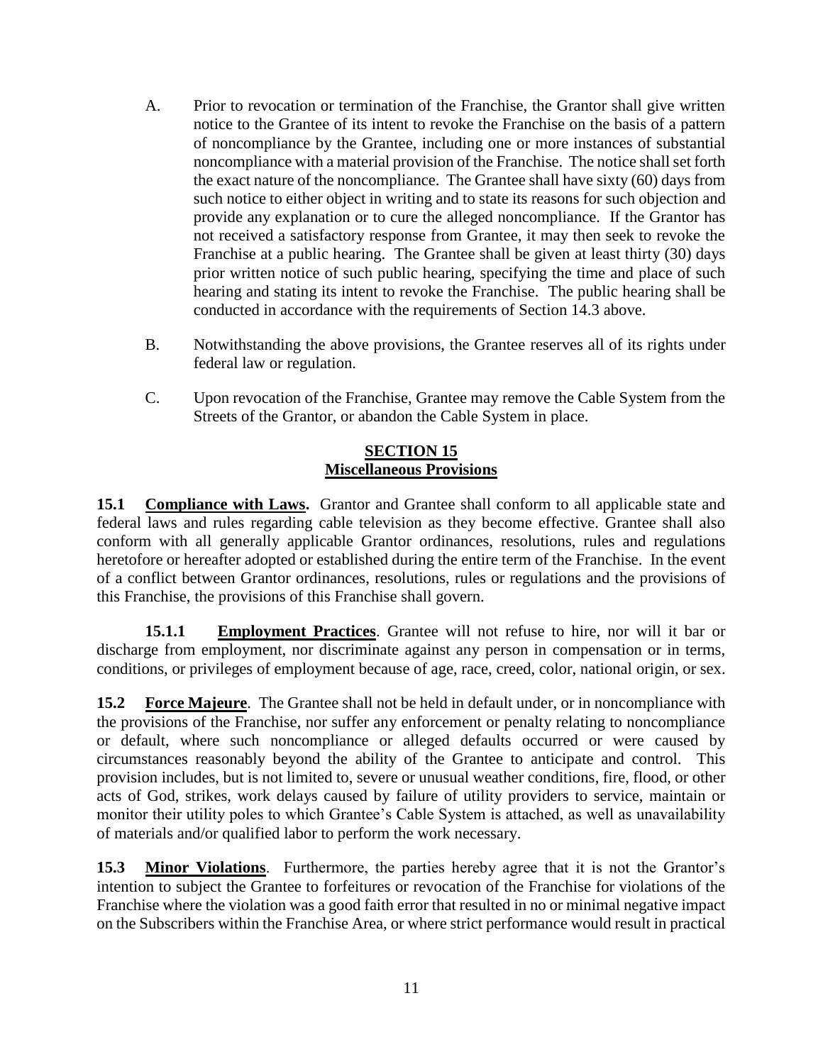A. Prior to revocation or termination of the Franchise, the Grantor shall give written notice to the Grantee of its intent to revoke the Franchise on the basis of a pattern of noncompliance by the Grantee, including one or more instances of substantial noncompliance with a material provision of the Franchise. The notice shall set forth the exact nature of the noncompliance. The Grantee shall have sixty (60) days from such notice to either object in writing and to state its reasons for such objection and provide any explanation or to cure the alleged noncompliance. If the Grantor has not received a satisfactory response from Grantee, it may then seek to revoke the Franchise at a public hearing. The Grantee shall be given at least thirty (30) days prior written notice of such public hearing, specifying the time and place of such hearing and stating its intent to revoke the Franchise. The public hearing shall be conducted in accordance with the requirements of Section 14.3 above.

B. Notwithstanding the above provisions, the Grantee reserves all of its rights under federal law or regulation.

C. Upon revocation of the Franchise, Grantee may remove the Cable System from the Streets of the Grantor, or abandon the Cable System in place.

## SECTION 15
## Miscellaneous Provisions

**15.1 Compliance with Laws.** Grantor and Grantee shall conform to all applicable state and federal laws and rules regarding cable television as they become effective. Grantee shall also conform with all generally applicable Grantor ordinances, resolutions, rules and regulations heretofore or hereafter adopted or established during the entire term of the Franchise. In the event of a conflict between Grantor ordinances, resolutions, rules or regulations and the provisions of this Franchise, the provisions of this Franchise shall govern.

**15.1.1 Employment Practices**. Grantee will not refuse to hire, nor will it bar or discharge from employment, nor discriminate against any person in compensation or in terms, conditions, or privileges of employment because of age, race, creed, color, national origin, or sex.

**15.2 Force Majeure**. The Grantee shall not be held in default under, or in noncompliance with the provisions of the Franchise, nor suffer any enforcement or penalty relating to noncompliance or default, where such noncompliance or alleged defaults occurred or were caused by circumstances reasonably beyond the ability of the Grantee to anticipate and control. This provision includes, but is not limited to, severe or unusual weather conditions, fire, flood, or other acts of God, strikes, work delays caused by failure of utility providers to service, maintain or monitor their utility poles to which Grantee's Cable System is attached, as well as unavailability of materials and/or qualified labor to perform the work necessary.

**15.3 Minor Violations**. Furthermore, the parties hereby agree that it is not the Grantor's intention to subject the Grantee to forfeitures or revocation of the Franchise for violations of the Franchise where the violation was a good faith error that resulted in no or minimal negative impact on the Subscribers within the Franchise Area, or where strict performance would result in practical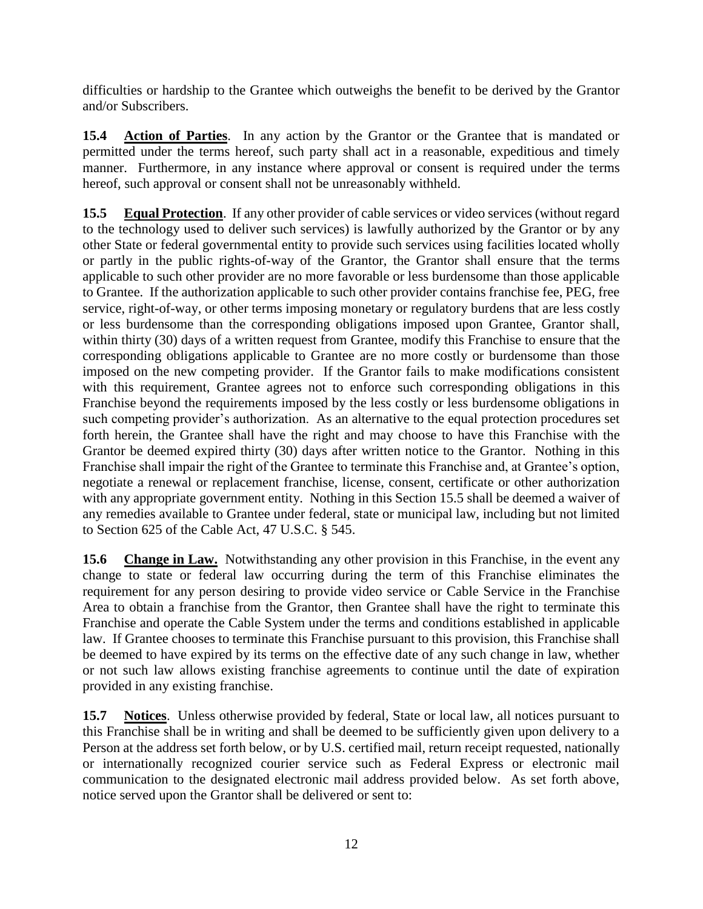difficulties or hardship to the Grantee which outweighs the benefit to be derived by the Grantor and/or Subscribers.

**15.4 Action of Parties**. In any action by the Grantor or the Grantee that is mandated or permitted under the terms hereof, such party shall act in a reasonable, expeditious and timely manner. Furthermore, in any instance where approval or consent is required under the terms hereof, such approval or consent shall not be unreasonably withheld.

**15.5 Equal Protection**. If any other provider of cable services or video services (without regard to the technology used to deliver such services) is lawfully authorized by the Grantor or by any other State or federal governmental entity to provide such services using facilities located wholly or partly in the public rights-of-way of the Grantor, the Grantor shall ensure that the terms applicable to such other provider are no more favorable or less burdensome than those applicable to Grantee. If the authorization applicable to such other provider contains franchise fee, PEG, free service, right-of-way, or other terms imposing monetary or regulatory burdens that are less costly or less burdensome than the corresponding obligations imposed upon Grantee, Grantor shall, within thirty (30) days of a written request from Grantee, modify this Franchise to ensure that the corresponding obligations applicable to Grantee are no more costly or burdensome than those imposed on the new competing provider. If the Grantor fails to make modifications consistent with this requirement, Grantee agrees not to enforce such corresponding obligations in this Franchise beyond the requirements imposed by the less costly or less burdensome obligations in such competing provider's authorization. As an alternative to the equal protection procedures set forth herein, the Grantee shall have the right and may choose to have this Franchise with the Grantor be deemed expired thirty (30) days after written notice to the Grantor. Nothing in this Franchise shall impair the right of the Grantee to terminate this Franchise and, at Grantee's option, negotiate a renewal or replacement franchise, license, consent, certificate or other authorization with any appropriate government entity. Nothing in this Section 15.5 shall be deemed a waiver of any remedies available to Grantee under federal, state or municipal law, including but not limited to Section 625 of the Cable Act, 47 U.S.C. § 545.

**15.6 Change in Law.** Notwithstanding any other provision in this Franchise, in the event any change to state or federal law occurring during the term of this Franchise eliminates the requirement for any person desiring to provide video service or Cable Service in the Franchise Area to obtain a franchise from the Grantor, then Grantee shall have the right to terminate this Franchise and operate the Cable System under the terms and conditions established in applicable law. If Grantee chooses to terminate this Franchise pursuant to this provision, this Franchise shall be deemed to have expired by its terms on the effective date of any such change in law, whether or not such law allows existing franchise agreements to continue until the date of expiration provided in any existing franchise.

**15.7 Notices**. Unless otherwise provided by federal, State or local law, all notices pursuant to this Franchise shall be in writing and shall be deemed to be sufficiently given upon delivery to a Person at the address set forth below, or by U.S. certified mail, return receipt requested, nationally or internationally recognized courier service such as Federal Express or electronic mail communication to the designated electronic mail address provided below. As set forth above, notice served upon the Grantor shall be delivered or sent to: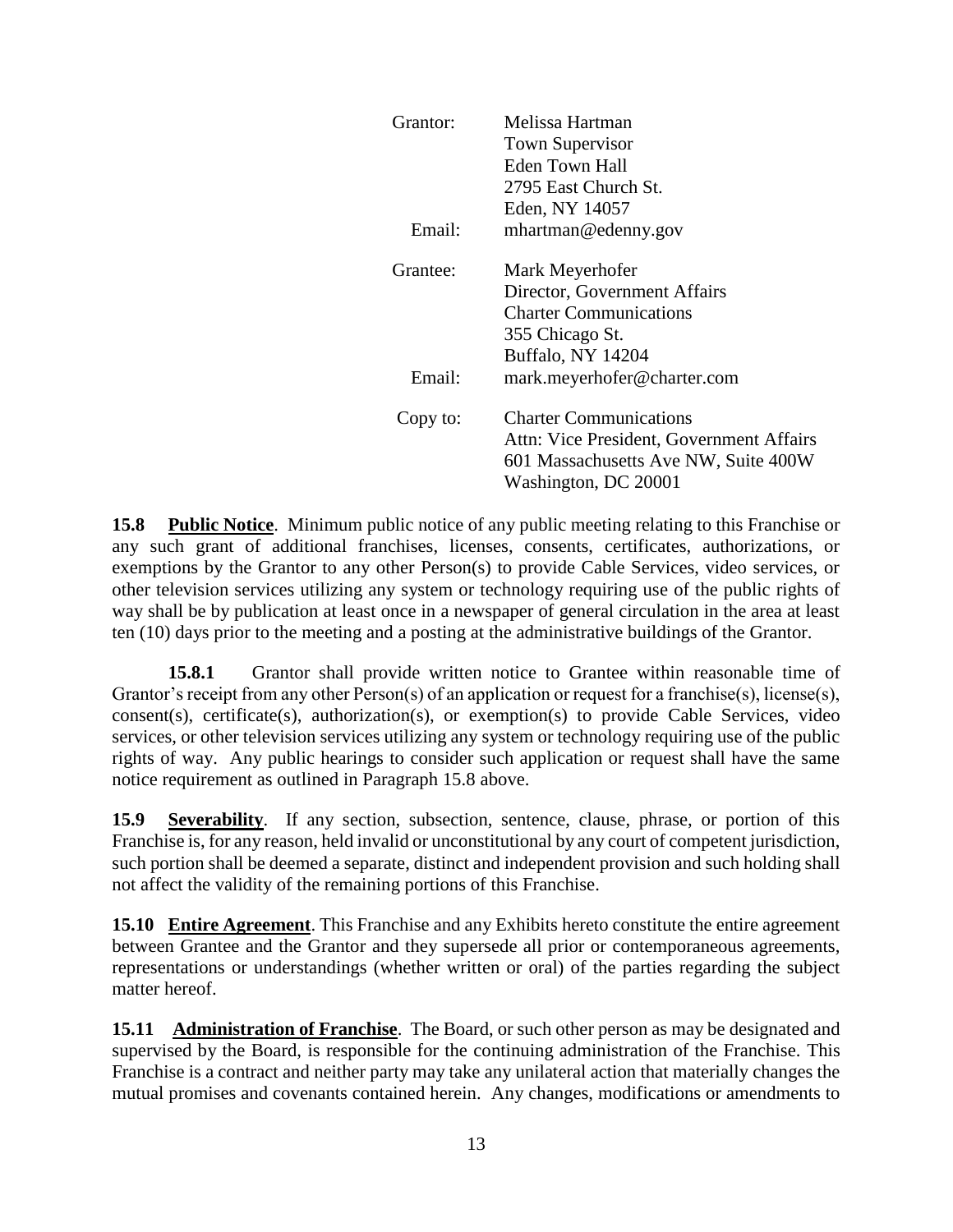Grantor: Melissa Hartman
Town Supervisor
Eden Town Hall
2795 East Church St.
Eden, NY 14057

Email: mhartman@edenny.gov

Grantee: Mark Meyerhofer
Director, Government Affairs
Charter Communications
355 Chicago St.
Buffalo, NY 14204

Email: mark.meyerhofer@charter.com

Copy to: Charter Communications
Attn: Vice President, Government Affairs
601 Massachusetts Ave NW, Suite 400W
Washington, DC 20001

**15.8 Public Notice**. Minimum public notice of any public meeting relating to this Franchise or any such grant of additional franchises, licenses, consents, certificates, authorizations, or exemptions by the Grantor to any other Person(s) to provide Cable Services, video services, or other television services utilizing any system or technology requiring use of the public rights of way shall be by publication at least once in a newspaper of general circulation in the area at least ten (10) days prior to the meeting and a posting at the administrative buildings of the Grantor.

**15.8.1** Grantor shall provide written notice to Grantee within reasonable time of Grantor's receipt from any other Person(s) of an application or request for a franchise(s), license(s), consent(s), certificate(s), authorization(s), or exemption(s) to provide Cable Services, video services, or other television services utilizing any system or technology requiring use of the public rights of way. Any public hearings to consider such application or request shall have the same notice requirement as outlined in Paragraph 15.8 above.

**15.9 Severability**. If any section, subsection, sentence, clause, phrase, or portion of this Franchise is, for any reason, held invalid or unconstitutional by any court of competent jurisdiction, such portion shall be deemed a separate, distinct and independent provision and such holding shall not affect the validity of the remaining portions of this Franchise.

**15.10 Entire Agreement**. This Franchise and any Exhibits hereto constitute the entire agreement between Grantee and the Grantor and they supersede all prior or contemporaneous agreements, representations or understandings (whether written or oral) of the parties regarding the subject matter hereof.

**15.11 Administration of Franchise**. The Board, or such other person as may be designated and supervised by the Board, is responsible for the continuing administration of the Franchise. This Franchise is a contract and neither party may take any unilateral action that materially changes the mutual promises and covenants contained herein. Any changes, modifications or amendments to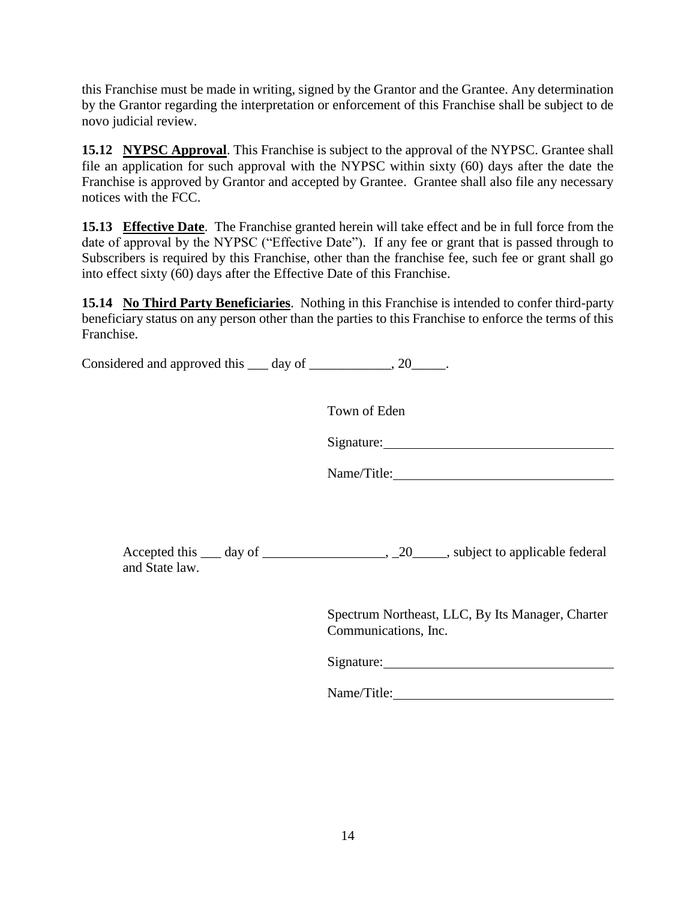this Franchise must be made in writing, signed by the Grantor and the Grantee. Any determination by the Grantor regarding the interpretation or enforcement of this Franchise shall be subject to de novo judicial review.

**15.12 NYPSC Approval**. This Franchise is subject to the approval of the NYPSC. Grantee shall file an application for such approval with the NYPSC within sixty (60) days after the date the Franchise is approved by Grantor and accepted by Grantee. Grantee shall also file any necessary notices with the FCC.

**15.13 Effective Date**. The Franchise granted herein will take effect and be in full force from the date of approval by the NYPSC ("Effective Date"). If any fee or grant that is passed through to Subscribers is required by this Franchise, other than the franchise fee, such fee or grant shall go into effect sixty (60) days after the Effective Date of this Franchise.

**15.14 No Third Party Beneficiaries**. Nothing in this Franchise is intended to confer third-party beneficiary status on any person other than the parties to this Franchise to enforce the terms of this Franchise.

Considered and approved this ___ day of ____________, 20_____.

Town of Eden

Signature: ___________________________________

Name/Title: _________________________________

Accepted this ___ day of __________________, _20_____, subject to applicable federal and State law.

Spectrum Northeast, LLC, By Its Manager, Charter Communications, Inc.

Signature: ___________________________________

Name/Title: _________________________________